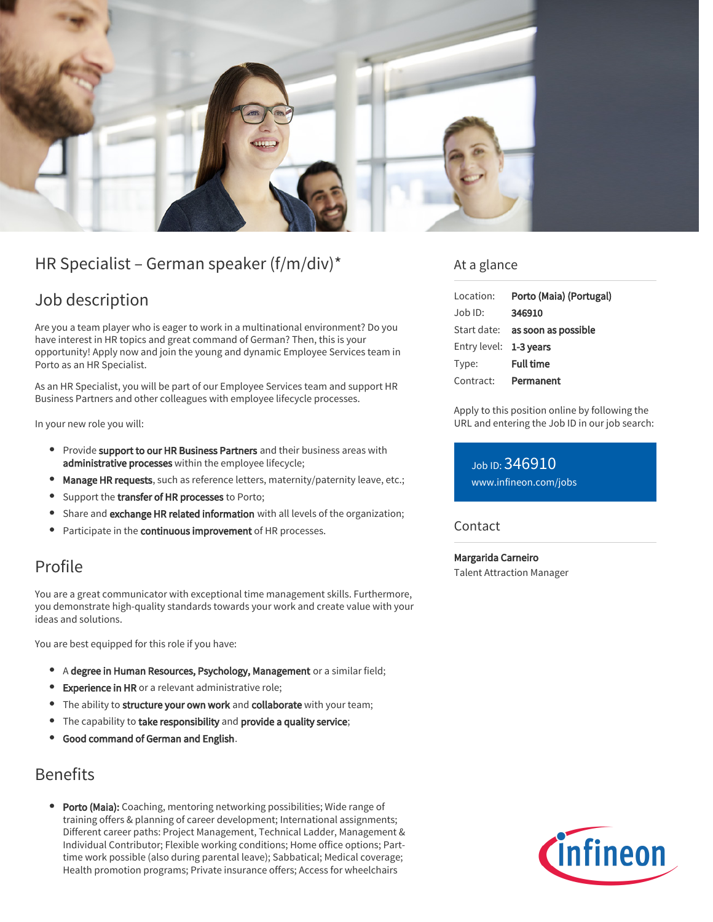# HR Specialist – German speaker (f/m/div)*

## Job description

Are you a team player who is eager to work in a multinational environment? Do you have interest in HR topics and great command of German? Then, this is your opportunity! Apply now and join the young and dynamic Employee Services team in Porto as an HR Specialist.

As an HR Specialist, you will be part of our Employee Services team and support HR Business Partners and other colleagues with employee lifecycle processes.

In your new role you will:

- Provide **support to our HR Business Partners** and their business areas with **administrative processes** within the employee lifecycle;
- **Manage HR requests**, such as reference letters, maternity/paternity leave, etc.;
- Support the **transfer of HR processes** to Porto;
- Share and **exchange HR related information** with all levels of the organization;
- Participate in the **continuous improvement** of HR processes.

## Profile

You are a great communicator with exceptional time management skills. Furthermore, you demonstrate high-quality standards towards your work and create value with your ideas and solutions.

You are best equipped for this role if you have:

- A **degree in Human Resources, Psychology, Management** or a similar field;
- **Experience in HR** or a relevant administrative role;
- The ability to **structure your own work** and **collaborate** with your team;
- The capability to **take responsibility** and **provide a quality service**;
- **Good command of German and English**.

## Benefits

- **Porto (Maia):** Coaching, mentoring networking possibilities; Wide range of training offers & planning of career development; International assignments; Different career paths: Project Management, Technical Ladder, Management & Individual Contributor; Flexible working conditions; Home office options; Part-time work possible (also during parental leave); Sabbatical; Medical coverage; Health promotion programs; Private insurance offers; Access for wheelchairs

## At a glance

| | |
|---|---|
| Location: | **Porto (Maia) (Portugal)** |
| Job ID: | **346910** |
| Start date: | **as soon as possible** |
| Entry level: | **1-3 years** |
| Type: | **Full time** |
| Contract: | **Permanent** |

Apply to this position online by following the URL and entering the Job ID in our job search:

Job ID: 346910
www.infineon.com/jobs

## Contact

**Margarida Carneiro**
Talent Attraction Manager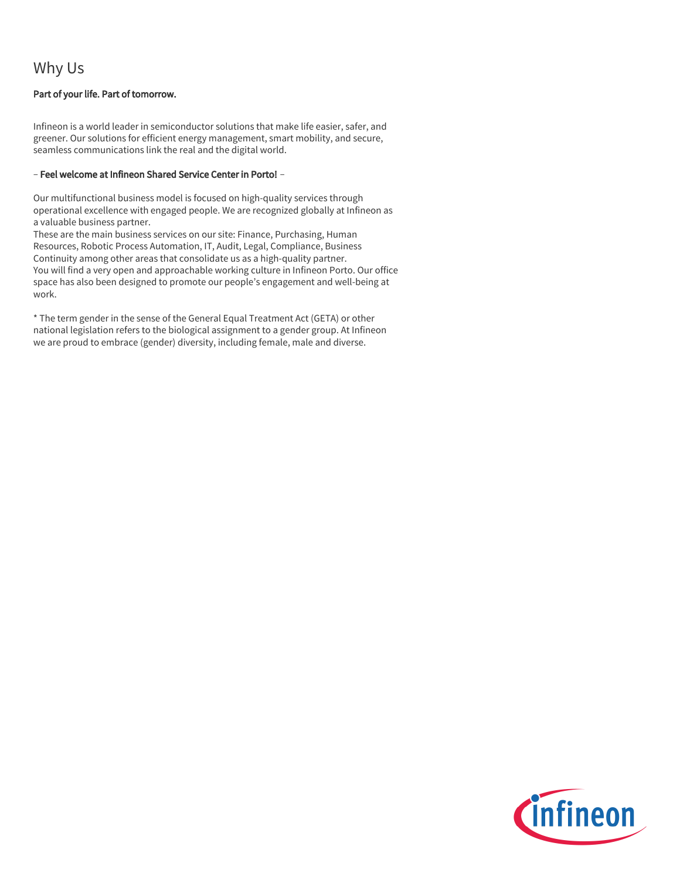# Why Us

**Part of your life. Part of tomorrow.**

Infineon is a world leader in semiconductor solutions that make life easier, safer, and greener. Our solutions for efficient energy management, smart mobility, and secure, seamless communications link the real and the digital world.

– **Feel welcome at Infineon Shared Service Center in Porto!** –

Our multifunctional business model is focused on high-quality services through operational excellence with engaged people. We are recognized globally at Infineon as a valuable business partner.
These are the main business services on our site: Finance, Purchasing, Human Resources, Robotic Process Automation, IT, Audit, Legal, Compliance, Business Continuity among other areas that consolidate us as a high-quality partner.
You will find a very open and approachable working culture in Infineon Porto. Our office space has also been designed to promote our people's engagement and well-being at work.

* The term gender in the sense of the General Equal Treatment Act (GETA) or other national legislation refers to the biological assignment to a gender group. At Infineon we are proud to embrace (gender) diversity, including female, male and diverse.